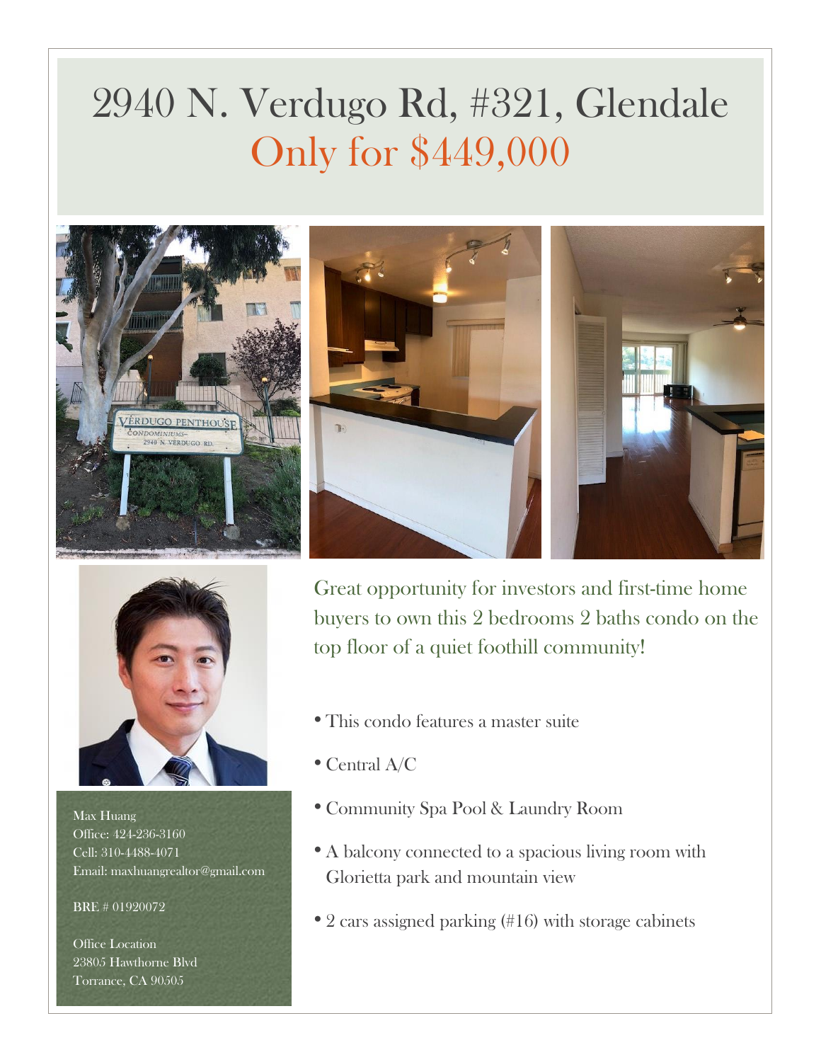# 2940 N. Verdugo Rd, #321, Glendale

## Only for $449,000

Great opportunity for investors and first-time home buyers to own this 2 bedrooms 2 baths condo on the top floor of a quiet foothill community!

- This condo features a master suite
- Central A/C
- Community Spa Pool & Laundry Room
- A balcony connected to a spacious living room with Glorietta park and mountain view
- 2 cars assigned parking (#16) with storage cabinets

Max Huang
Office: 424-236-3160
Cell: 310-4488-4071
Email: maxhuangrealtor@gmail.com

BRE # 01920072

Office Location
23805 Hawthorne Blvd
Torrance, CA 90505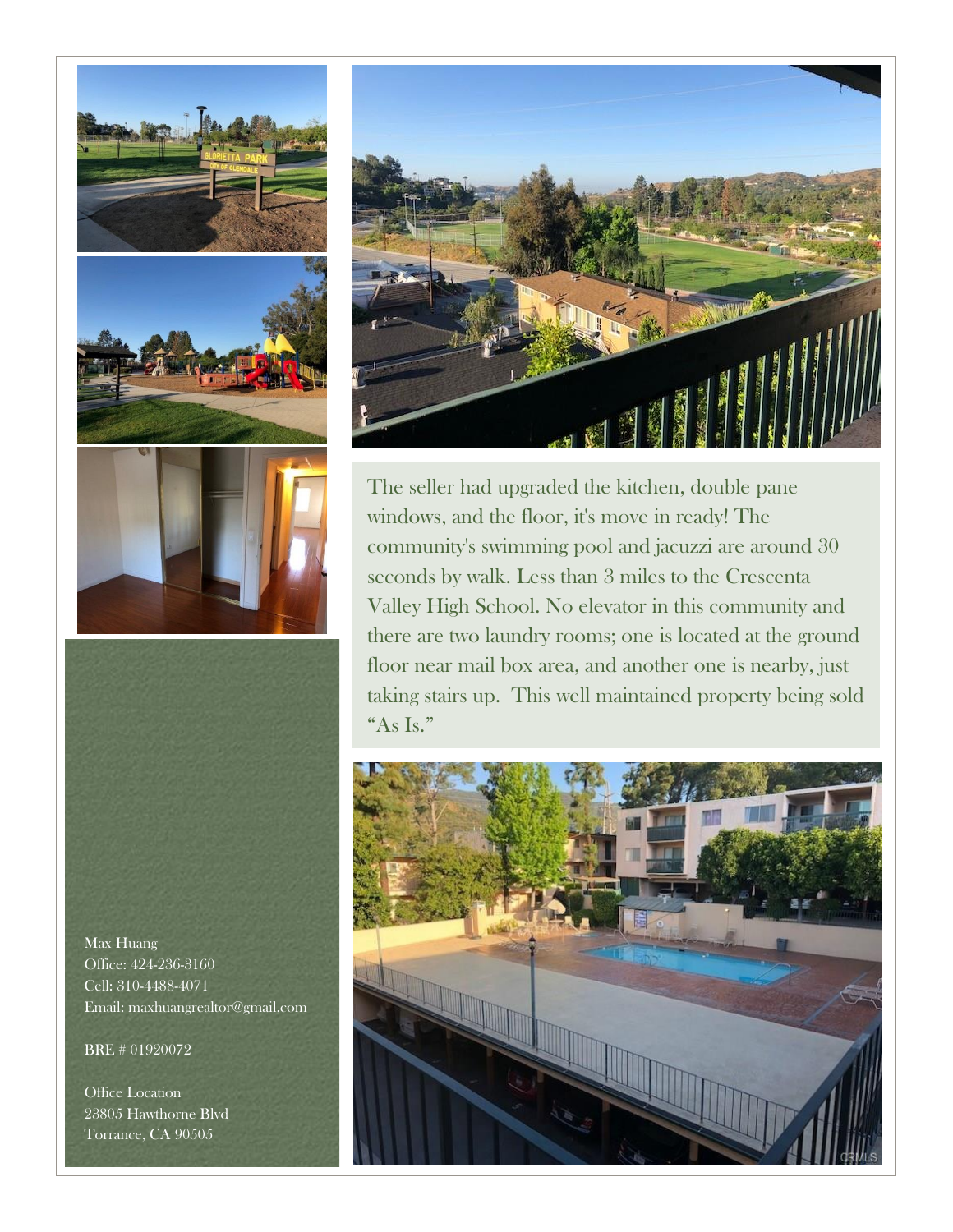The seller had upgraded the kitchen, double pane windows, and the floor, it's move in ready! The community's swimming pool and jacuzzi are around 30 seconds by walk. Less than 3 miles to the Crescenta Valley High School. No elevator in this community and there are two laundry rooms; one is located at the ground floor near mail box area, and another one is nearby, just taking stairs up. This well maintained property being sold "As Is."

Max Huang
Office: 424-236-3160
Cell: 310-4488-4071
Email: maxhuangrealtor@gmail.com

BRE # 01920072

Office Location
23805 Hawthorne Blvd
Torrance, CA 90505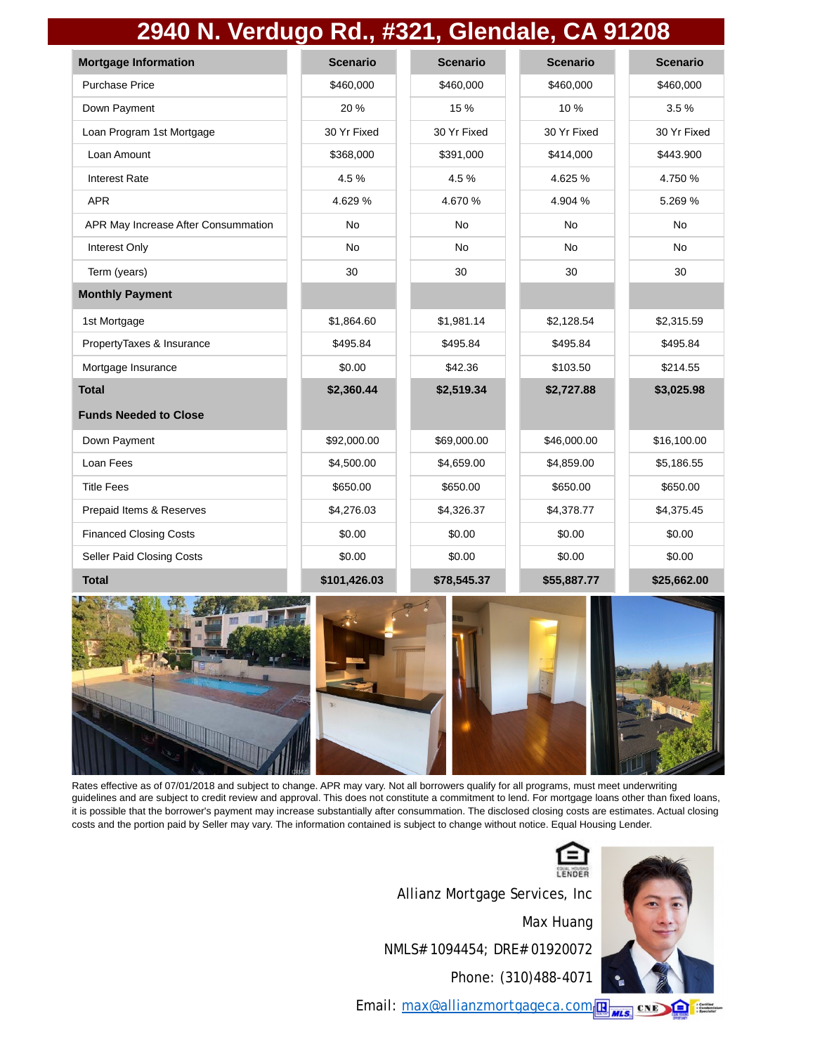# 2940 N. Verdugo Rd., #321, Glendale, CA 91208

| Mortgage Information | Scenario | Scenario | Scenario | Scenario |
|---|---|---|---|---|
| Purchase Price | $460,000 | $460,000 | $460,000 | $460,000 |
| Down Payment | 20 % | 15 % | 10 % | 3.5 % |
| Loan Program 1st Mortgage | 30 Yr Fixed | 30 Yr Fixed | 30 Yr Fixed | 30 Yr Fixed |
| Loan Amount | $368,000 | $391,000 | $414,000 | $443.900 |
| Interest Rate | 4.5 % | 4.5 % | 4.625 % | 4.750 % |
| APR | 4.629 % | 4.670 % | 4.904 % | 5.269 % |
| APR May Increase After Consummation | No | No | No | No |
| Interest Only | No | No | No | No |
| Term (years) | 30 | 30 | 30 | 30 |
| **Monthly Payment** | | | | |
| 1st Mortgage | $1,864.60 | $1,981.14 | $2,128.54 | $2,315.59 |
| PropertyTaxes & Insurance | $495.84 | $495.84 | $495.84 | $495.84 |
| Mortgage Insurance | $0.00 | $42.36 | $103.50 | $214.55 |
| **Total** | **$2,360.44** | **$2,519.34** | **$2,727.88** | **$3,025.98** |
| **Funds Needed to Close** | | | | |
| Down Payment | $92,000.00 | $69,000.00 | $46,000.00 | $16,100.00 |
| Loan Fees | $4,500.00 | $4,659.00 | $4,859.00 | $5,186.55 |
| Title Fees | $650.00 | $650.00 | $650.00 | $650.00 |
| Prepaid Items & Reserves | $4,276.03 | $4,326.37 | $4,378.77 | $4,375.45 |
| Financed Closing Costs | $0.00 | $0.00 | $0.00 | $0.00 |
| Seller Paid Closing Costs | $0.00 | $0.00 | $0.00 | $0.00 |
| **Total** | **$101,426.03** | **$78,545.37** | **$55,887.77** | **$25,662.00** |

Rates effective as of 07/01/2018 and subject to change. APR may vary. Not all borrowers qualify for all programs, must meet underwriting guidelines and are subject to credit review and approval. This does not constitute a commitment to lend. For mortgage loans other than fixed loans, it is possible that the borrower's payment may increase substantially after consummation. The disclosed closing costs are estimates. Actual closing costs and the portion paid by Seller may vary. The information contained is subject to change without notice. Equal Housing Lender.

Allianz Mortgage Services, Inc

Max Huang

NMLS# 1094454; DRE# 01920072

Phone: (310)488-4071

Email: max@allianzmortgageca.com